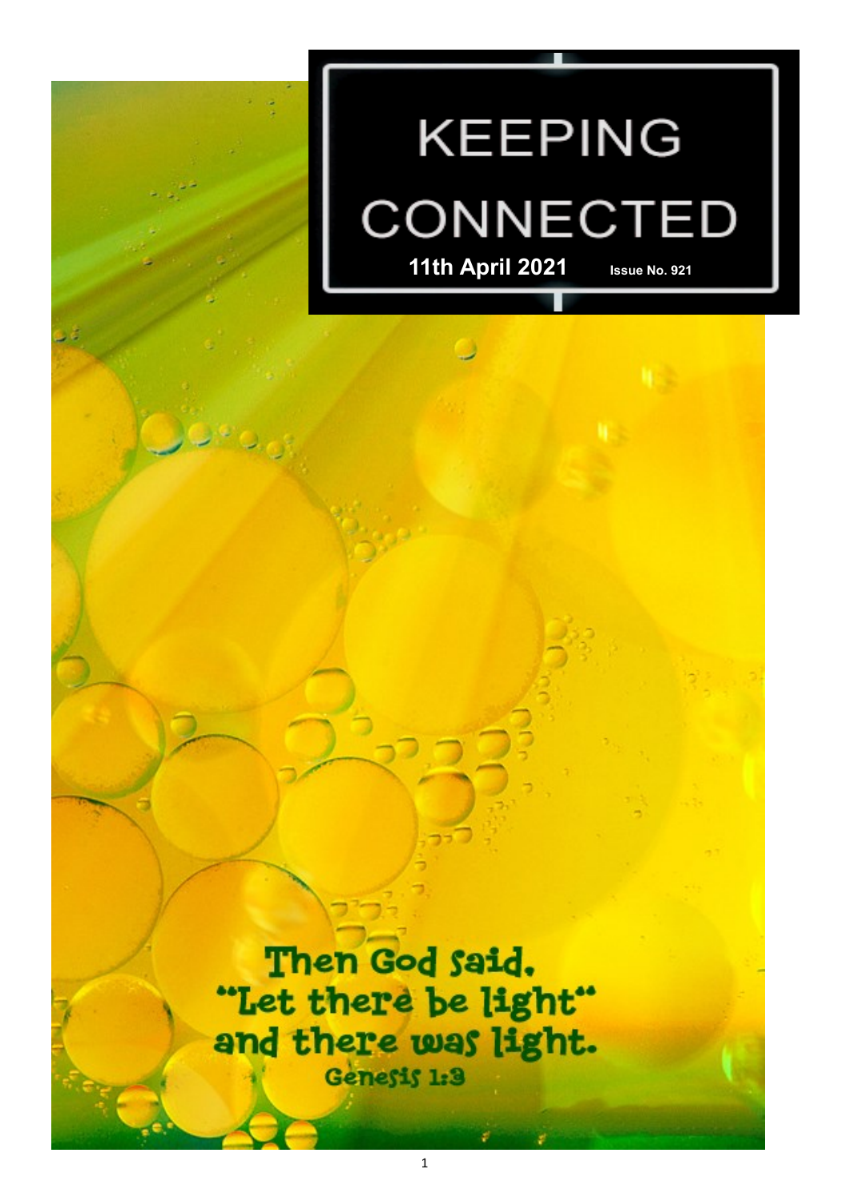# KEEPING CONNECTED

**11th April 2021** **Issue No. 921**

Then God said,
"Let there be light"
and there was light.
Genesis 1:3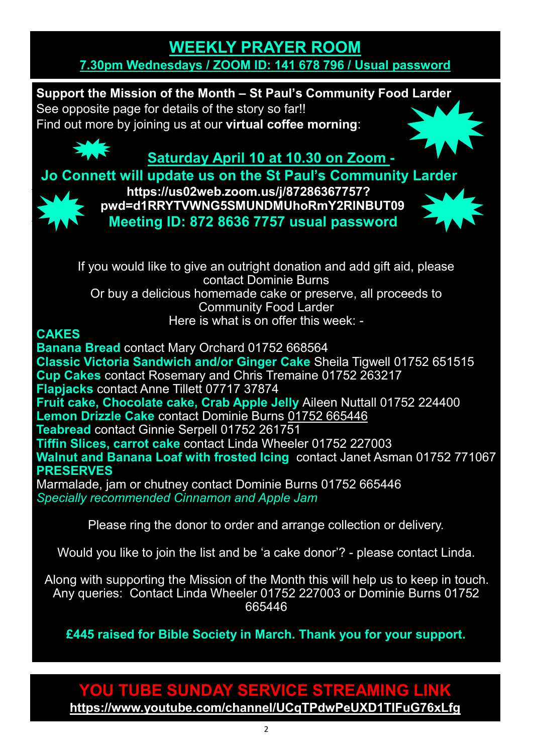## WEEKLY PRAYER ROOM

**7.30pm Wednesdays / ZOOM ID: 141 678 796 / Usual password**

**Support the Mission of the Month – St Paul's Community Food Larder**
See opposite page for details of the story so far!!
Find out more by joining us at our **virtual coffee morning**:

**Saturday April 10 at 10.30 on Zoom -**

**Jo Connett will update us on the St Paul's Community Larder**

**https://us02web.zoom.us/j/87286367757?pwd=d1RRYTVWNG5SMUNDMUhoRmY2RINBUT09**

**Meeting ID: 872 8636 7757 usual password**

If you would like to give an outright donation and add gift aid, please contact Dominie Burns
Or buy a delicious homemade cake or preserve, all proceeds to Community Food Larder
Here is what is on offer this week: -

**CAKES**
**Banana Bread** contact Mary Orchard 01752 668564
**Classic Victoria Sandwich and/or Ginger Cake** Sheila Tigwell 01752 651515
**Cup Cakes** contact Rosemary and Chris Tremaine 01752 263217
**Flapjacks** contact Anne Tillett 07717 37874
**Fruit cake, Chocolate cake, Crab Apple Jelly** Aileen Nuttall 01752 224400
**Lemon Drizzle Cake** contact Dominie Burns 01752 665446
**Teabread** contact Ginnie Serpell 01752 261751
**Tiffin Slices, carrot cake** contact Linda Wheeler 01752 227003
**Walnut and Banana Loaf with frosted Icing** contact Janet Asman 01752 771067
**PRESERVES**
Marmalade, jam or chutney contact Dominie Burns 01752 665446
*Specially recommended Cinnamon and Apple Jam*

Please ring the donor to order and arrange collection or delivery.

Would you like to join the list and be 'a cake donor'? - please contact Linda.

Along with supporting the Mission of the Month this will help us to keep in touch. Any queries: Contact Linda Wheeler 01752 227003 or Dominie Burns 01752 665446

**£445 raised for Bible Society in March. Thank you for your support.**

## YOU TUBE SUNDAY SERVICE STREAMING LINK

**https://www.youtube.com/channel/UCqTPdwPeUXD1TlFuG76xLfg**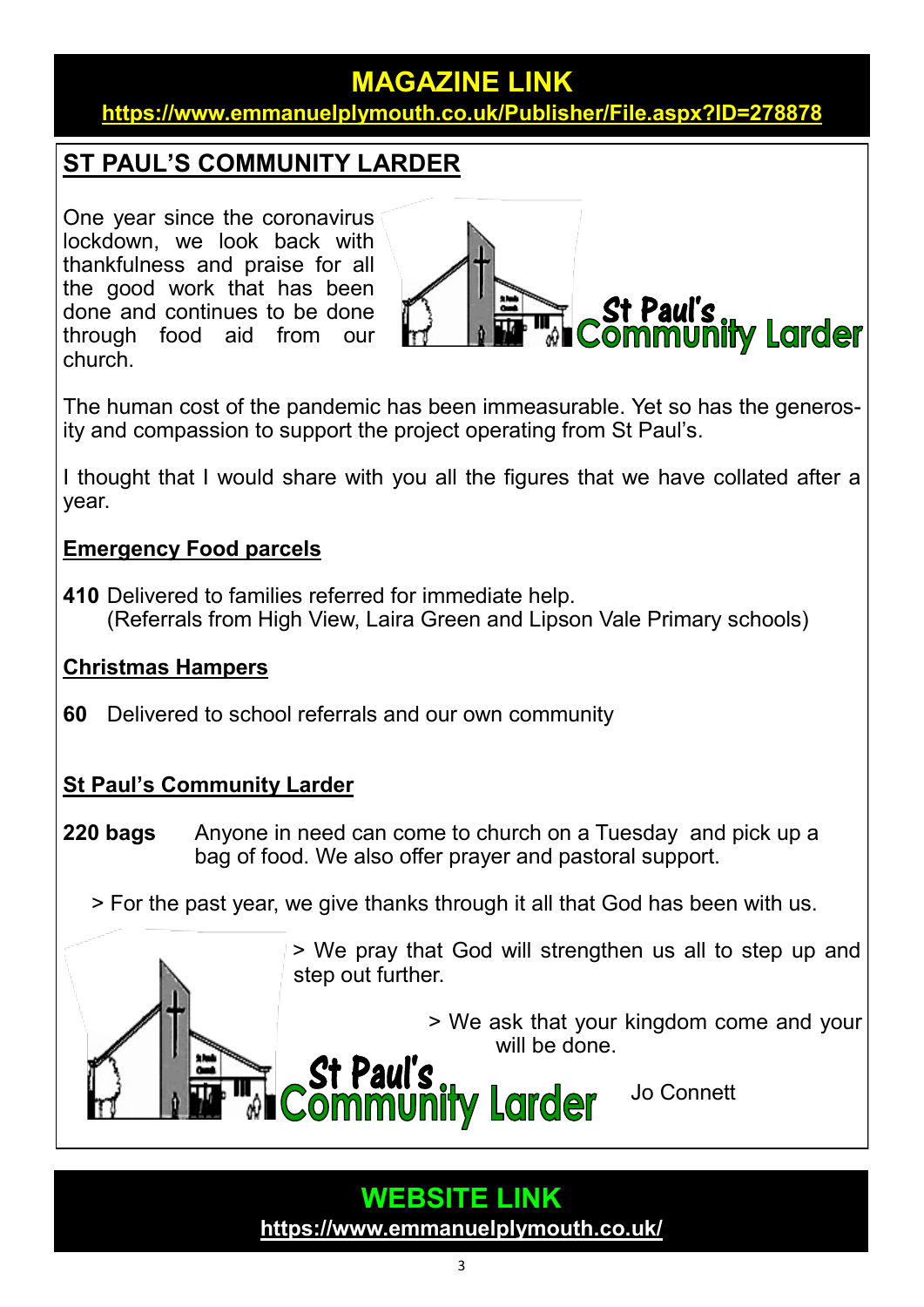## MAGAZINE LINK

https://www.emmanuelplymouth.co.uk/Publisher/File.aspx?ID=278878

## ST PAUL'S COMMUNITY LARDER

One year since the coronavirus lockdown, we look back with thankfulness and praise for all the good work that has been done and continues to be done through food aid from our church.

The human cost of the pandemic has been immeasurable. Yet so has the generosity and compassion to support the project operating from St Paul's.

I thought that I would share with you all the figures that we have collated after a year.

### Emergency Food parcels

**410** Delivered to families referred for immediate help.
(Referrals from High View, Laira Green and Lipson Vale Primary schools)

### Christmas Hampers

**60** Delivered to school referrals and our own community

### St Paul's Community Larder

**220 bags** Anyone in need can come to church on a Tuesday and pick up a bag of food. We also offer prayer and pastoral support.

> For the past year, we give thanks through it all that God has been with us.

> We pray that God will strengthen us all to step up and step out further.

> We ask that your kingdom come and your will be done.

Jo Connett

## WEBSITE LINK

https://www.emmanuelplymouth.co.uk/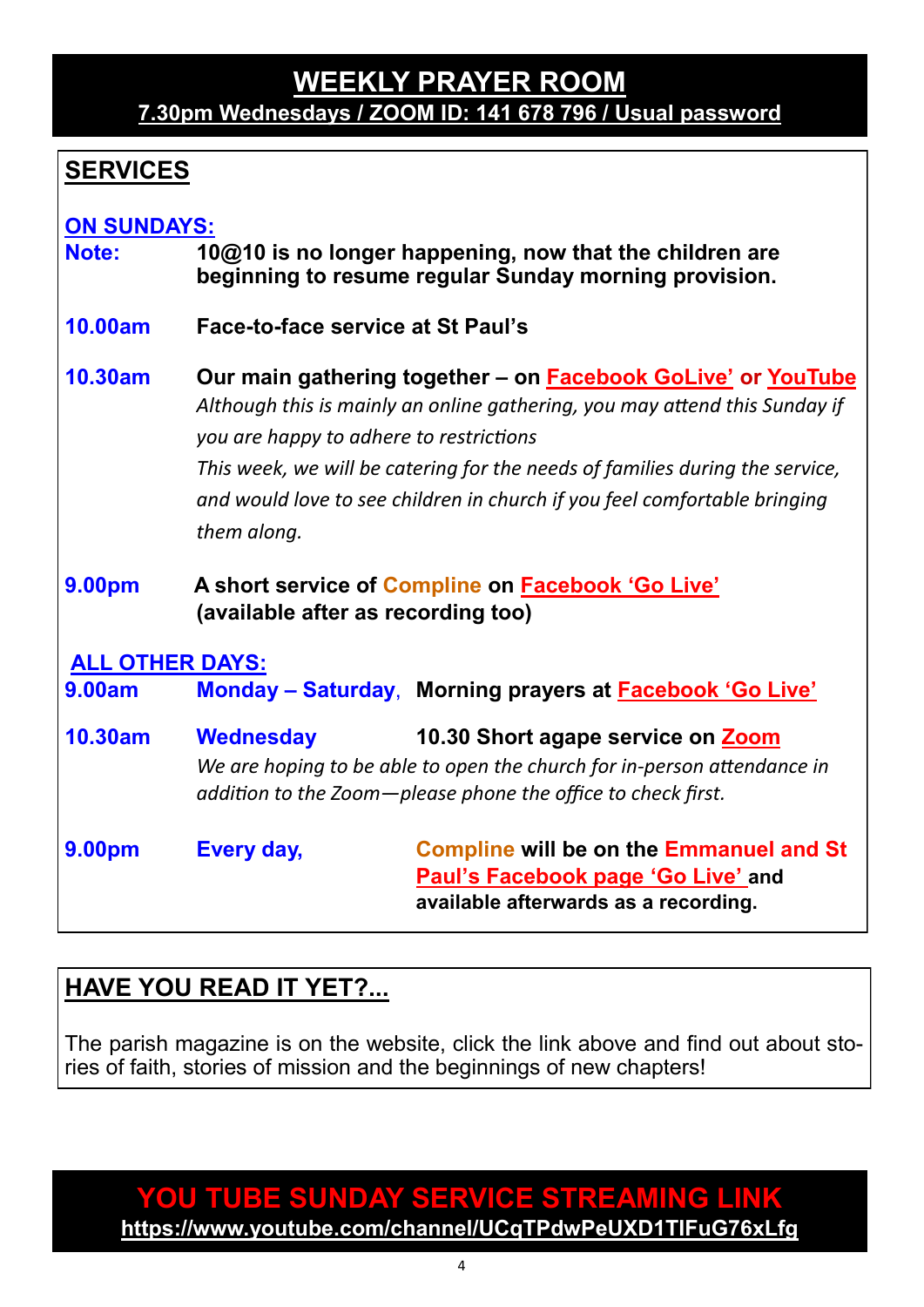## WEEKLY PRAYER ROOM

**7.30pm Wednesdays / ZOOM ID: 141 678 796 / Usual password**

## SERVICES

**ON SUNDAYS:**

**Note:** **10@10 is no longer happening, now that the children are beginning to resume regular Sunday morning provision.**

**10.00am** **Face-to-face service at St Paul's**

**10.30am** **Our main gathering together – on Facebook GoLive' or YouTube**
*Although this is mainly an online gathering, you may attend this Sunday if you are happy to adhere to restrictions*
*This week, we will be catering for the needs of families during the service, and would love to see children in church if you feel comfortable bringing them along.*

**9.00pm** **A short service of Compline on Facebook 'Go Live' (available after as recording too)**

**ALL OTHER DAYS:**

**9.00am** **Monday – Saturday**, **Morning prayers at Facebook 'Go Live'**

**10.30am** **Wednesday** **10.30 Short agape service on Zoom**
*We are hoping to be able to open the church for in-person attendance in addition to the Zoom—please phone the office to check first.*

**9.00pm** **Every day,** **Compline will be on the Emmanuel and St Paul's Facebook page 'Go Live' and available afterwards as a recording.**

## HAVE YOU READ IT YET?...

The parish magazine is on the website, click the link above and find out about stories of faith, stories of mission and the beginnings of new chapters!

## YOU TUBE SUNDAY SERVICE STREAMING LINK

**https://www.youtube.com/channel/UCqTPdwPeUXD1TlFuG76xLfg**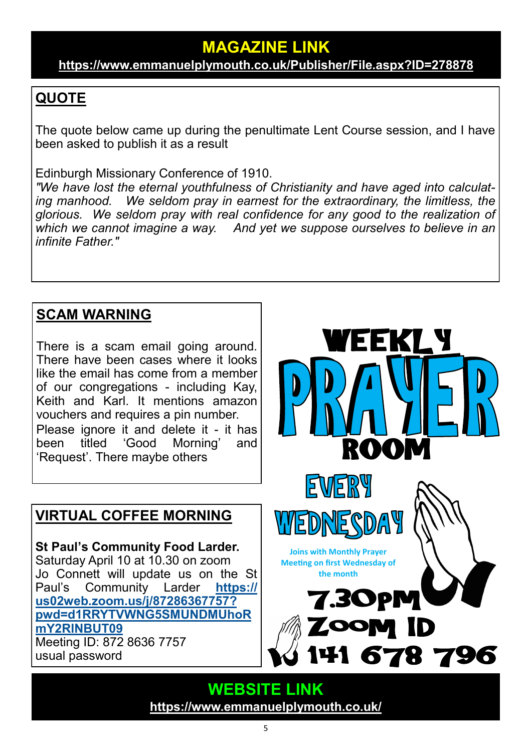## MAGAZINE LINK

**https://www.emmanuelplymouth.co.uk/Publisher/File.aspx?ID=278878**

## QUOTE

The quote below came up during the penultimate Lent Course session, and I have been asked to publish it as a result

Edinburgh Missionary Conference of 1910.

*"We have lost the eternal youthfulness of Christianity and have aged into calculating manhood. We seldom pray in earnest for the extraordinary, the limitless, the glorious. We seldom pray with real confidence for any good to the realization of which we cannot imagine a way. And yet we suppose ourselves to believe in an infinite Father."*

## SCAM WARNING

There is a scam email going around. There have been cases where it looks like the email has come from a member of our congregations - including Kay, Keith and Karl. It mentions amazon vouchers and requires a pin number.

Please ignore it and delete it - it has been titled 'Good Morning' and 'Request'. There maybe others

## VIRTUAL COFFEE MORNING

**St Paul's Community Food Larder.**
Saturday April 10 at 10.30 on zoom
Jo Connett will update us on the St Paul's Community Larder **https://us02web.zoom.us/j/87286367757?pwd=d1RRYTVWNG5SMUNDMUhoRmY2RINBUT09**
Meeting ID: 872 8636 7757
usual password

## WEEKLY PRAYER ROOM

EVERY WEDNESDAY

Joins with Monthly Prayer Meeting on first Wednesday of the month

7.30PM
ZOOM ID
141 678 796

## WEBSITE LINK

**https://www.emmanuelplymouth.co.uk/**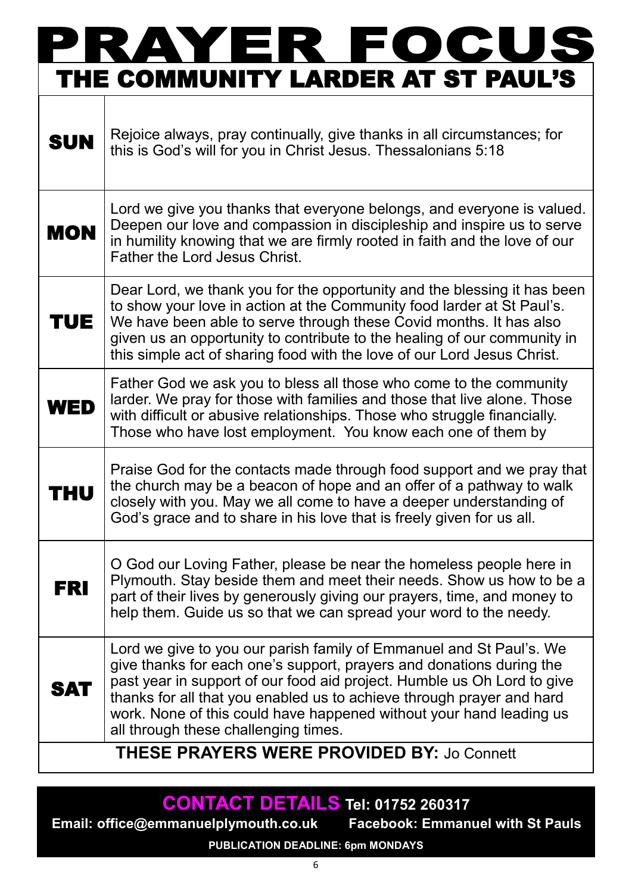# PRAYER FOCUS

## THE COMMUNITY LARDER AT ST PAUL'S

| | |
|---|---|
| **SUN** | Rejoice always, pray continually, give thanks in all circumstances; for this is God's will for you in Christ Jesus. Thessalonians 5:18 |
| **MON** | Lord we give you thanks that everyone belongs, and everyone is valued. Deepen our love and compassion in discipleship and inspire us to serve in humility knowing that we are firmly rooted in faith and the love of our Father the Lord Jesus Christ. |
| **TUE** | Dear Lord, we thank you for the opportunity and the blessing it has been to show your love in action at the Community food larder at St Paul's. We have been able to serve through these Covid months. It has also given us an opportunity to contribute to the healing of our community in this simple act of sharing food with the love of our Lord Jesus Christ. |
| **WED** | Father God we ask you to bless all those who come to the community larder. We pray for those with families and those that live alone. Those with difficult or abusive relationships. Those who struggle financially. Those who have lost employment. You know each one of them by |
| **THU** | Praise God for the contacts made through food support and we pray that the church may be a beacon of hope and an offer of a pathway to walk closely with you. May we all come to have a deeper understanding of God's grace and to share in his love that is freely given for us all. |
| **FRI** | O God our Loving Father, please be near the homeless people here in Plymouth. Stay beside them and meet their needs. Show us how to be a part of their lives by generously giving our prayers, time, and money to help them. Guide us so that we can spread your word to the needy. |
| **SAT** | Lord we give to you our parish family of Emmanuel and St Paul's. We give thanks for each one's support, prayers and donations during the past year in support of our food aid project. Humble us Oh Lord to give thanks for all that you enabled us to achieve through prayer and hard work. None of this could have happened without your hand leading us all through these challenging times. |

**THESE PRAYERS WERE PROVIDED BY:** Jo Connett

**CONTACT DETAILS Tel: 01752 260317**

**Email: office@emmanuelplymouth.co.uk Facebook: Emmanuel with St Pauls**

**PUBLICATION DEADLINE: 6pm MONDAYS**